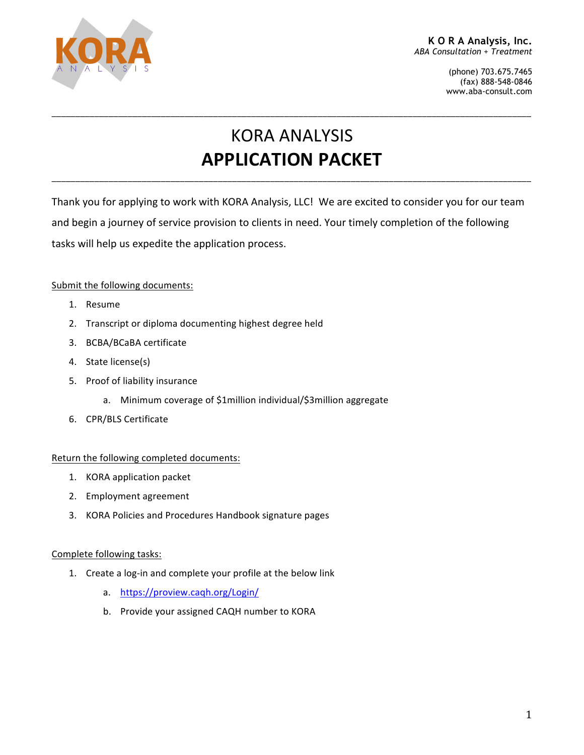**K O R A Analysis, Inc.**
*ABA Consultation + Treatment*

(phone) 703.675.7465
(fax) 888-548-0846
www.aba-consult.com

# KORA ANALYSIS
# APPLICATION PACKET

Thank you for applying to work with KORA Analysis, LLC! We are excited to consider you for our team and begin a journey of service provision to clients in need. Your timely completion of the following tasks will help us expedite the application process.

Submit the following documents:

1. Resume
2. Transcript or diploma documenting highest degree held
3. BCBA/BCaBA certificate
4. State license(s)
5. Proof of liability insurance
    a. Minimum coverage of $1million individual/$3million aggregate
6. CPR/BLS Certificate

Return the following completed documents:

1. KORA application packet
2. Employment agreement
3. KORA Policies and Procedures Handbook signature pages

Complete following tasks:

1. Create a log-in and complete your profile at the below link
    a. https://proview.caqh.org/Login/
    b. Provide your assigned CAQH number to KORA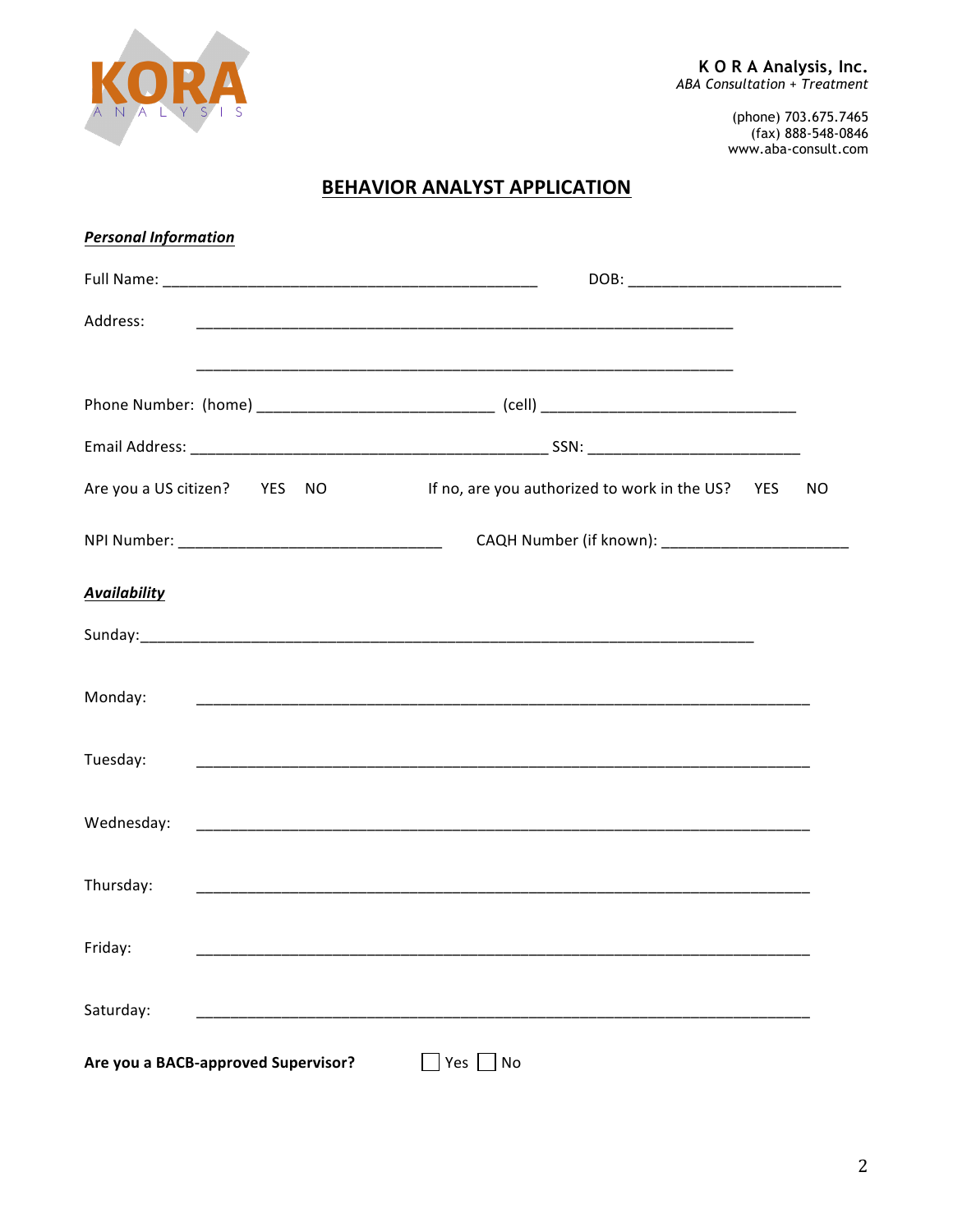**K O R A Analysis, Inc.**
*ABA Consultation + Treatment*

(phone) 703.675.7465
(fax) 888-548-0846
www.aba-consult.com

# BEHAVIOR ANALYST APPLICATION

***Personal Information***

Full Name: _______________________________________________ DOB: __________________________

Address: ___________________________________________________________________

___________________________________________________________________

Phone Number: (home) ____________________________ (cell) ______________________________

Email Address: __________________________________________ SSN: _________________________

Are you a US citizen? YES NO If no, are you authorized to work in the US? YES NO

NPI Number: _______________________________ CAQH Number (if known): ______________________

***Availability***

Sunday: ________________________________________________________________________

Monday: ________________________________________________________________________

Tuesday: ________________________________________________________________________

Wednesday: ________________________________________________________________________

Thursday: ________________________________________________________________________

Friday: ________________________________________________________________________

Saturday: ________________________________________________________________________

**Are you a BACB-approved Supervisor?** ☐ Yes ☐ No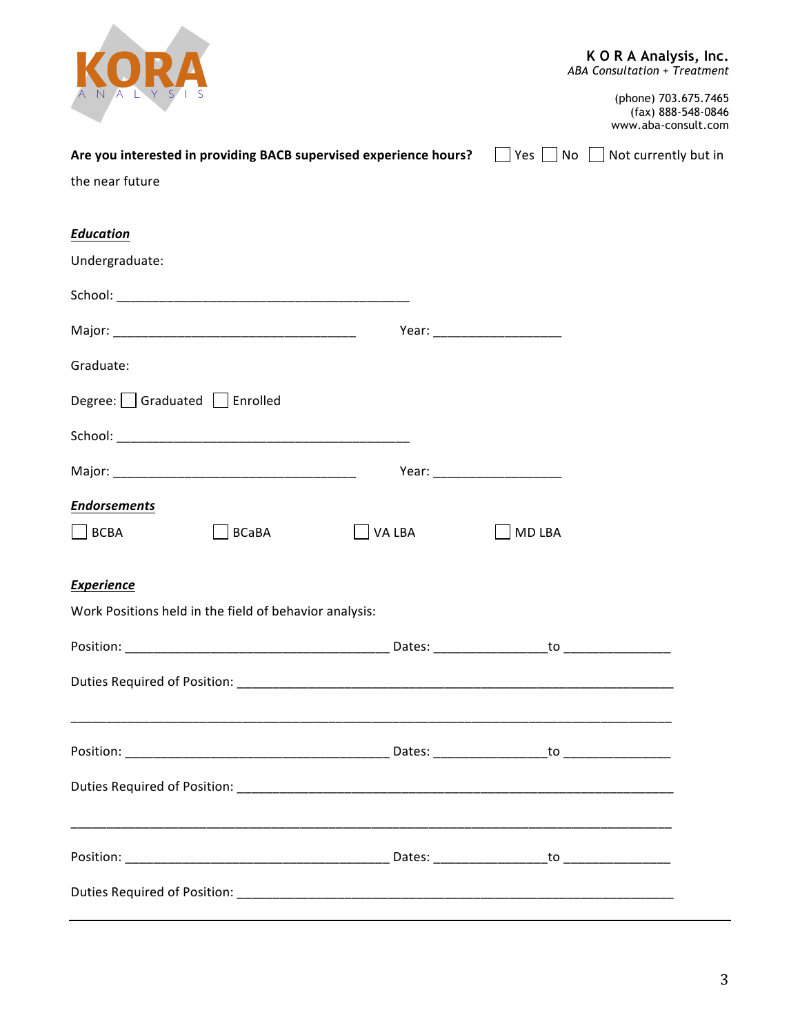**K O R A Analysis, Inc.**
*ABA Consultation + Treatment*

(phone) 703.675.7465
(fax) 888-548-0846
www.aba-consult.com

**Are you interested in providing BACB supervised experience hours?** ☐ Yes ☐ No ☐ Not currently but in the near future

***Education***

Undergraduate:

School: ________________________________________

Major: ________________________________ Year: _________________

Graduate:

Degree: ☐ Graduated ☐ Enrolled

School: ________________________________________

Major: ________________________________ Year: _________________

***Endorsements***

☐ BCBA ☐ BCaBA ☐ VA LBA ☐ MD LBA

***Experience***

Work Positions held in the field of behavior analysis:

Position: ___________________________________ Dates: _______________to ______________

Duties Required of Position: ___________________________________________________________

_______________________________________________________________________________

Position: ___________________________________ Dates: _______________to ______________

Duties Required of Position: ___________________________________________________________

_______________________________________________________________________________

Position: ___________________________________ Dates: _______________to ______________

Duties Required of Position: ___________________________________________________________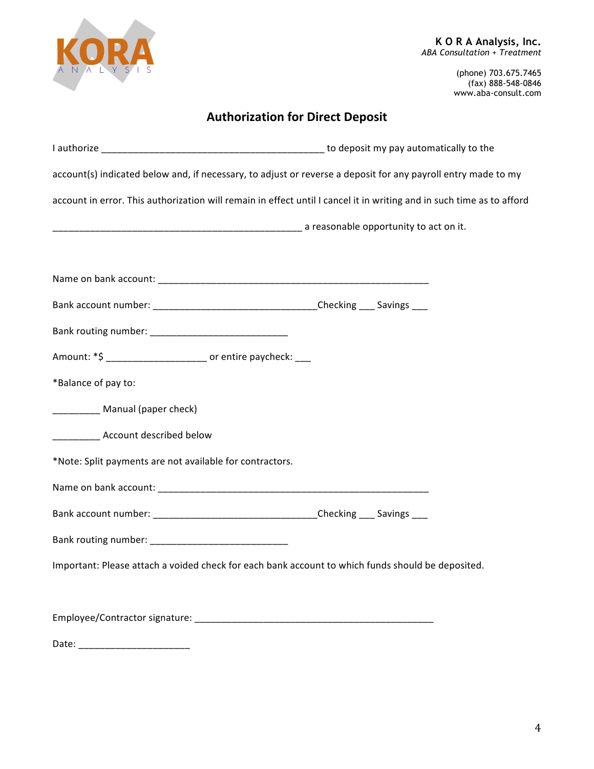**K O R A Analysis, Inc.**
*ABA Consultation + Treatment*

(phone) 703.675.7465
(fax) 888-548-0846
www.aba-consult.com

# Authorization for Direct Deposit

I authorize ___________________________________________ to deposit my pay automatically to the account(s) indicated below and, if necessary, to adjust or reverse a deposit for any payroll entry made to my account in error. This authorization will remain in effect until I cancel it in writing and in such time as to afford ________________________________________________ a reasonable opportunity to act on it.

Name on bank account: _____________________________________________________

Bank account number: ________________________________Checking ___ Savings ___

Bank routing number: ___________________________

Amount: *$ ___________________ or entire paycheck: ___

*Balance of pay to:

_________ Manual (paper check)

_________ Account described below

*Note: Split payments are not available for contractors.

Name on bank account: _____________________________________________________

Bank account number: ________________________________Checking ___ Savings ___

Bank routing number: ___________________________

Important: Please attach a voided check for each bank account to which funds should be deposited.

Employee/Contractor signature: ______________________________________________

Date: _____________________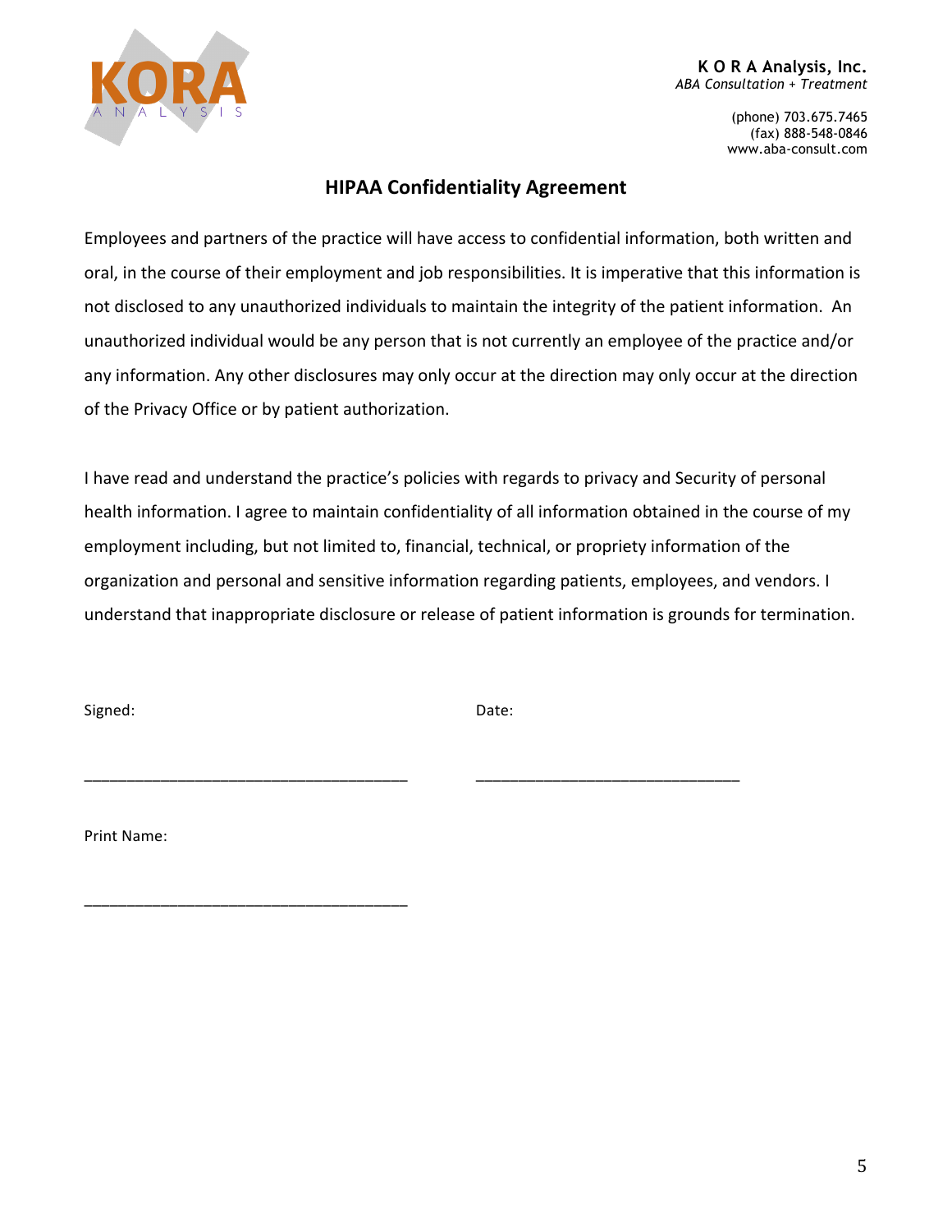**K O R A Analysis, Inc.**
*ABA Consultation + Treatment*

(phone) 703.675.7465
(fax) 888-548-0846
www.aba-consult.com

## HIPAA Confidentiality Agreement

Employees and partners of the practice will have access to confidential information, both written and oral, in the course of their employment and job responsibilities. It is imperative that this information is not disclosed to any unauthorized individuals to maintain the integrity of the patient information. An unauthorized individual would be any person that is not currently an employee of the practice and/or any information. Any other disclosures may only occur at the direction may only occur at the direction of the Privacy Office or by patient authorization.

I have read and understand the practice's policies with regards to privacy and Security of personal health information. I agree to maintain confidentiality of all information obtained in the course of my employment including, but not limited to, financial, technical, or propriety information of the organization and personal and sensitive information regarding patients, employees, and vendors. I understand that inappropriate disclosure or release of patient information is grounds for termination.

Signed: ____________________________________ Date: ______________________________

Print Name: ____________________________________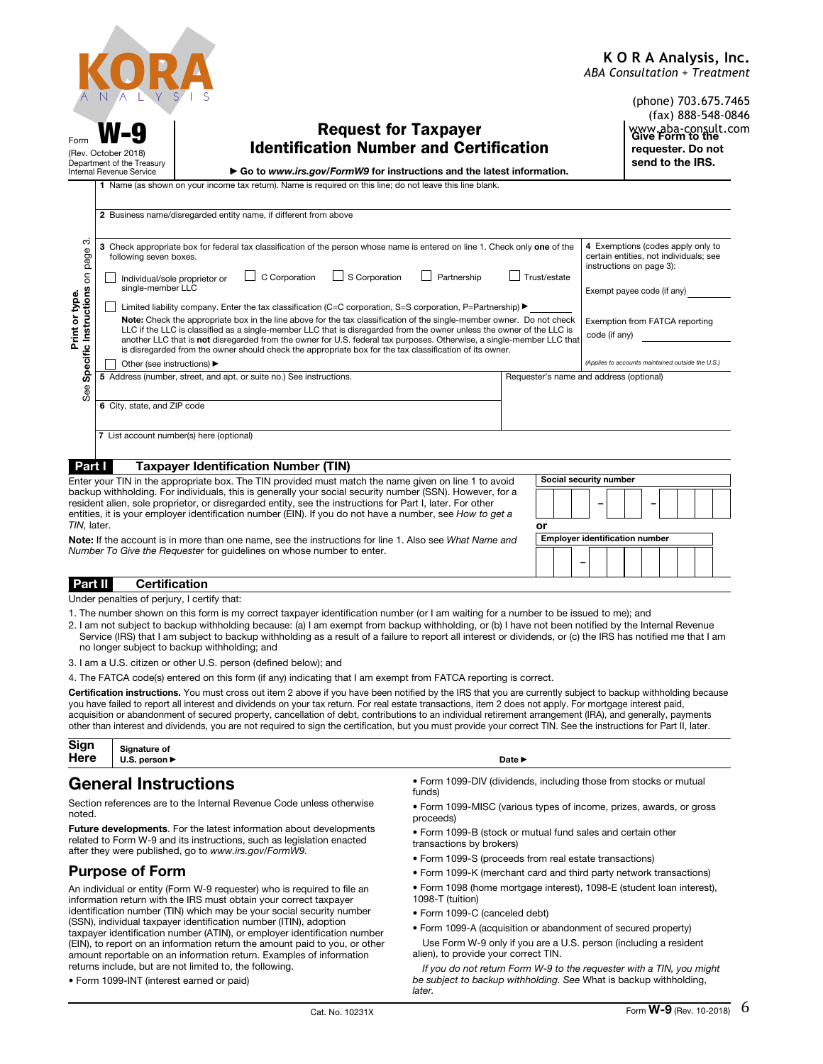KORA
ANALYSIS

**K O R A Analysis, Inc.**
*ABA Consultation + Treatment*

(phone) 703.675.7465
(fax) 888-548-0846
www.aba-consult.com

Form **W-9**
(Rev. October 2018)
Department of the Treasury
Internal Revenue Service

# Request for Taxpayer Identification Number and Certification

▶ Go to *www.irs.gov/FormW9* for instructions and the latest information.

**Give Form to the requester. Do not send to the IRS.**

Print or type. See **Specific Instructions** on page 3.

**1** Name (as shown on your income tax return). Name is required on this line; do not leave this line blank.

**2** Business name/disregarded entity name, if different from above

**3** Check appropriate box for federal tax classification of the person whose name is entered on line 1. Check only **one** of the following seven boxes.

☐ Individual/sole proprietor or single-member LLC ☐ C Corporation ☐ S Corporation ☐ Partnership ☐ Trust/estate

☐ Limited liability company. Enter the tax classification (C=C corporation, S=S corporation, P=Partnership) ▶

**Note:** Check the appropriate box in the line above for the tax classification of the single-member owner. Do not check LLC if the LLC is classified as a single-member LLC that is disregarded from the owner unless the owner of the LLC is another LLC that is **not** disregarded from the owner for U.S. federal tax purposes. Otherwise, a single-member LLC that is disregarded from the owner should check the appropriate box for the tax classification of its owner.

☐ Other (see instructions) ▶

**4** Exemptions (codes apply only to certain entities, not individuals; see instructions on page 3):

Exempt payee code (if any)

Exemption from FATCA reporting code (if any)

*(Applies to accounts maintained outside the U.S.)*

**5** Address (number, street, and apt. or suite no.) See instructions.

Requester's name and address (optional)

**6** City, state, and ZIP code

**7** List account number(s) here (optional)

## Part I Taxpayer Identification Number (TIN)

Enter your TIN in the appropriate box. The TIN provided must match the name given on line 1 to avoid backup withholding. For individuals, this is generally your social security number (SSN). However, for a resident alien, sole proprietor, or disregarded entity, see the instructions for Part I, later. For other entities, it is your employer identification number (EIN). If you do not have a number, see *How to get a TIN,* later.

**Note:** If the account is in more than one name, see the instructions for line 1. Also see *What Name and Number To Give the Requester* for guidelines on whose number to enter.

**Social security number**

| | | | - | | | - | | | | |
|---|---|---|---|---|---|---|---|---|---|---|

**or**

**Employer identification number**

| | | - | | | | | | | |
|---|---|---|---|---|---|---|---|---|---|

## Part II Certification

Under penalties of perjury, I certify that:

1. The number shown on this form is my correct taxpayer identification number (or I am waiting for a number to be issued to me); and
2. I am not subject to backup withholding because: (a) I am exempt from backup withholding, or (b) I have not been notified by the Internal Revenue Service (IRS) that I am subject to backup withholding as a result of a failure to report all interest or dividends, or (c) the IRS has notified me that I am no longer subject to backup withholding; and
3. I am a U.S. citizen or other U.S. person (defined below); and
4. The FATCA code(s) entered on this form (if any) indicating that I am exempt from FATCA reporting is correct.

**Certification instructions.** You must cross out item 2 above if you have been notified by the IRS that you are currently subject to backup withholding because you have failed to report all interest and dividends on your tax return. For real estate transactions, item 2 does not apply. For mortgage interest paid, acquisition or abandonment of secured property, cancellation of debt, contributions to an individual retirement arrangement (IRA), and generally, payments other than interest and dividends, you are not required to sign the certification, but you must provide your correct TIN. See the instructions for Part II, later.

**Sign Here** Signature of U.S. person ▶ Date ▶

# General Instructions

Section references are to the Internal Revenue Code unless otherwise noted.

**Future developments**. For the latest information about developments related to Form W-9 and its instructions, such as legislation enacted after they were published, go to *www.irs.gov/FormW9.*

## Purpose of Form

An individual or entity (Form W-9 requester) who is required to file an information return with the IRS must obtain your correct taxpayer identification number (TIN) which may be your social security number (SSN), individual taxpayer identification number (ITIN), adoption taxpayer identification number (ATIN), or employer identification number (EIN), to report on an information return the amount paid to you, or other amount reportable on an information return. Examples of information returns include, but are not limited to, the following.

- Form 1099-INT (interest earned or paid)
- Form 1099-DIV (dividends, including those from stocks or mutual funds)
- Form 1099-MISC (various types of income, prizes, awards, or gross proceeds)
- Form 1099-B (stock or mutual fund sales and certain other transactions by brokers)
- Form 1099-S (proceeds from real estate transactions)
- Form 1099-K (merchant card and third party network transactions)
- Form 1098 (home mortgage interest), 1098-E (student loan interest), 1098-T (tuition)
- Form 1099-C (canceled debt)
- Form 1099-A (acquisition or abandonment of secured property)

Use Form W-9 only if you are a U.S. person (including a resident alien), to provide your correct TIN.

*If you do not return Form W-9 to the requester with a TIN, you might be subject to backup withholding. See* What is backup withholding, *later.*

Cat. No. 10231X Form **W-9** (Rev. 10-2018)